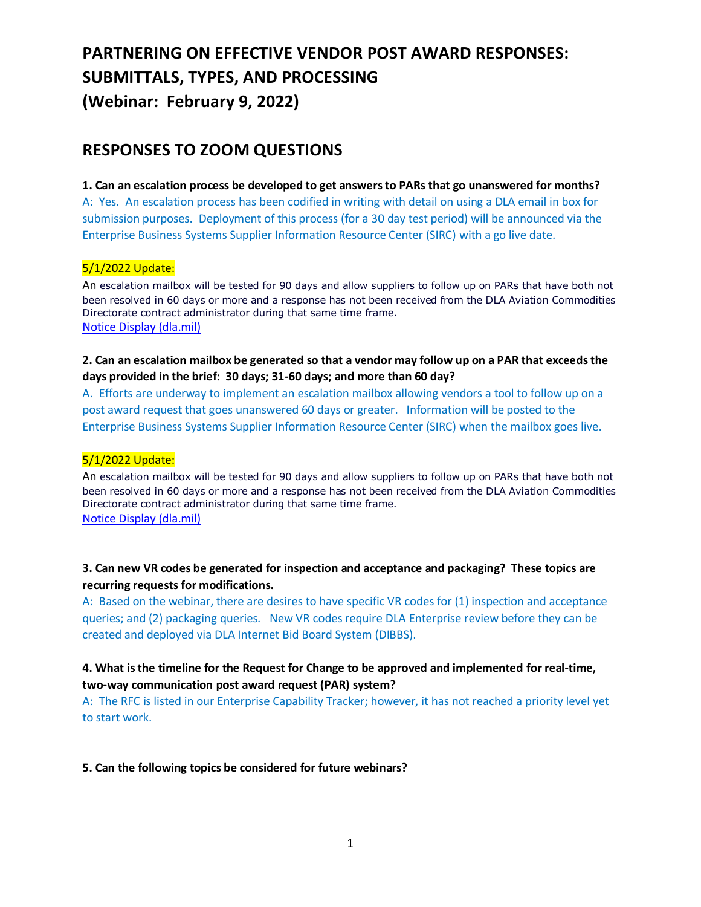# PARTNERING ON EFFECTIVE VENDOR POST AWARD RESPONSES: SUBMITTALS, TYPES, AND PROCESSING (Webinar: February 9, 2022)

## RESPONSES TO ZOOM QUESTIONS

**1. Can an escalation process be developed to get answers to PARs that go unanswered for months?**

A: Yes. An escalation process has been codified in writing with detail on using a DLA email in box for submission purposes. Deployment of this process (for a 30 day test period) will be announced via the Enterprise Business Systems Supplier Information Resource Center (SIRC) with a go live date.

5/1/2022 Update:

An escalation mailbox will be tested for 90 days and allow suppliers to follow up on PARs that have both not been resolved in 60 days or more and a response has not been received from the DLA Aviation Commodities Directorate contract administrator during that same time frame.

Notice Display (dla.mil)

**2. Can an escalation mailbox be generated so that a vendor may follow up on a PAR that exceeds the days provided in the brief: 30 days; 31-60 days; and more than 60 day?**

A. Efforts are underway to implement an escalation mailbox allowing vendors a tool to follow up on a post award request that goes unanswered 60 days or greater. Information will be posted to the Enterprise Business Systems Supplier Information Resource Center (SIRC) when the mailbox goes live.

5/1/2022 Update:

An escalation mailbox will be tested for 90 days and allow suppliers to follow up on PARs that have both not been resolved in 60 days or more and a response has not been received from the DLA Aviation Commodities Directorate contract administrator during that same time frame.

Notice Display (dla.mil)

**3. Can new VR codes be generated for inspection and acceptance and packaging? These topics are recurring requests for modifications.**

A: Based on the webinar, there are desires to have specific VR codes for (1) inspection and acceptance queries; and (2) packaging queries. New VR codes require DLA Enterprise review before they can be created and deployed via DLA Internet Bid Board System (DIBBS).

**4. What is the timeline for the Request for Change to be approved and implemented for real-time, two-way communication post award request (PAR) system?**

A: The RFC is listed in our Enterprise Capability Tracker; however, it has not reached a priority level yet to start work.

**5. Can the following topics be considered for future webinars?**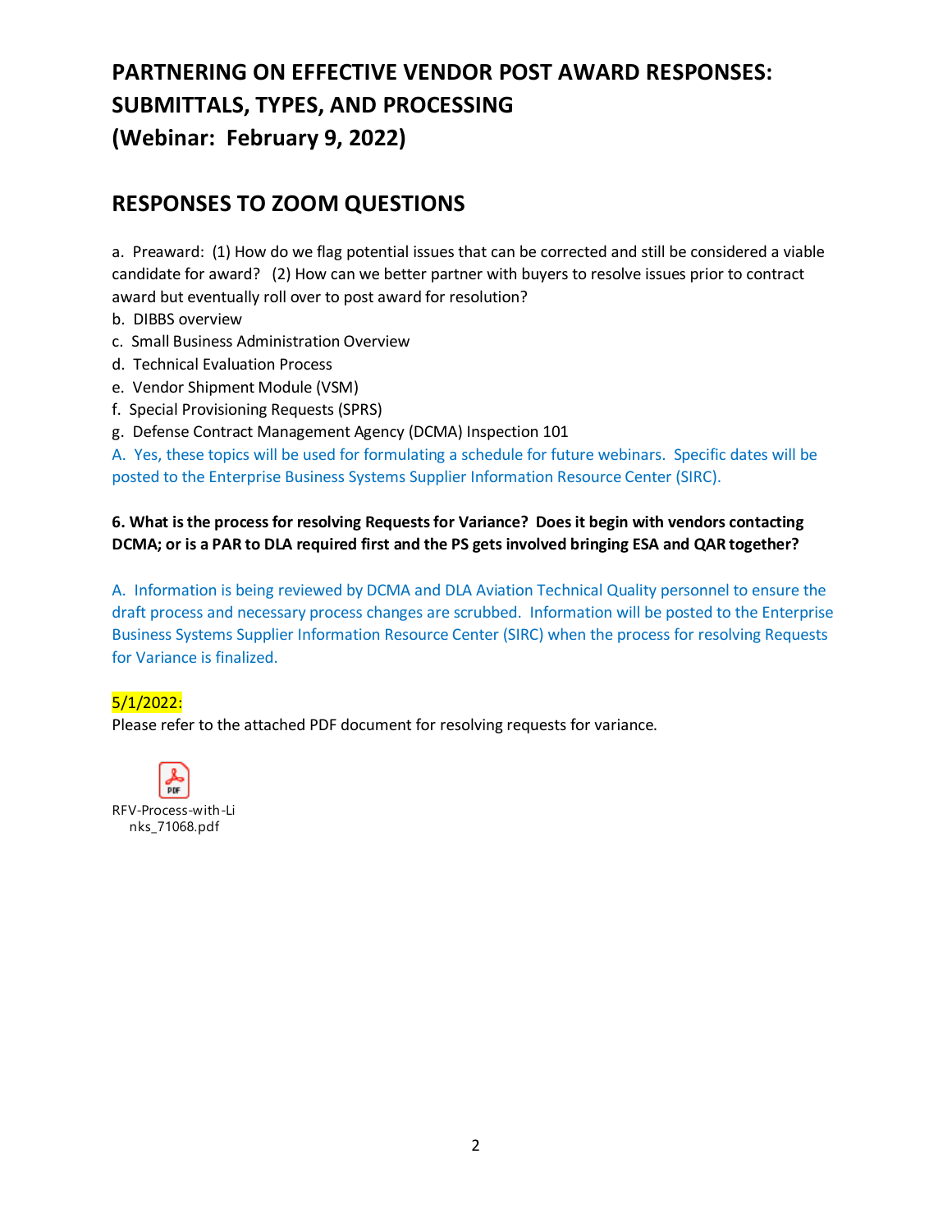# PARTNERING ON EFFECTIVE VENDOR POST AWARD RESPONSES: SUBMITTALS, TYPES, AND PROCESSING (Webinar: February 9, 2022)

## RESPONSES TO ZOOM QUESTIONS

a. Preaward: (1) How do we flag potential issues that can be corrected and still be considered a viable candidate for award? (2) How can we better partner with buyers to resolve issues prior to contract award but eventually roll over to post award for resolution?
b. DIBBS overview
c. Small Business Administration Overview
d. Technical Evaluation Process
e. Vendor Shipment Module (VSM)
f. Special Provisioning Requests (SPRS)
g. Defense Contract Management Agency (DCMA) Inspection 101

A. Yes, these topics will be used for formulating a schedule for future webinars. Specific dates will be posted to the Enterprise Business Systems Supplier Information Resource Center (SIRC).

**6. What is the process for resolving Requests for Variance? Does it begin with vendors contacting DCMA; or is a PAR to DLA required first and the PS gets involved bringing ESA and QAR together?**

A. Information is being reviewed by DCMA and DLA Aviation Technical Quality personnel to ensure the draft process and necessary process changes are scrubbed. Information will be posted to the Enterprise Business Systems Supplier Information Resource Center (SIRC) when the process for resolving Requests for Variance is finalized.

5/1/2022:
Please refer to the attached PDF document for resolving requests for variance.

RFV-Process-with-Links_71068.pdf